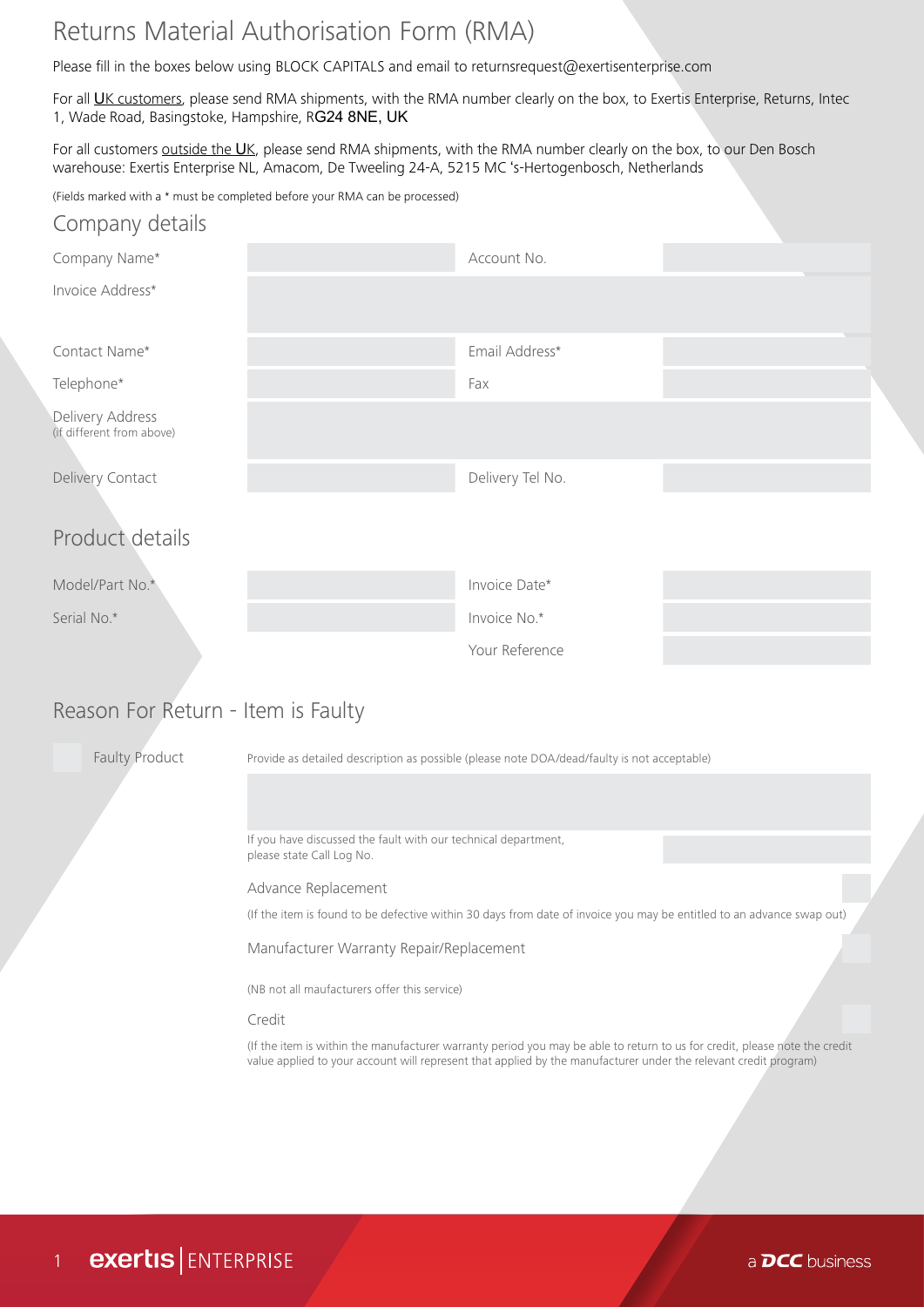# Returns Material Authorisation Form (RMA)

Please fill in the boxes below using BLOCK CAPITALS and email to returnsrequest@exertisenterprise.com

For all UK customers, please send RMA shipments, with the RMA number clearly on the box, to Exertis Enterprise, Returns, Intec 1, Wade Road, Basingstoke, Hampshire, RG24 8NE, UK

For all customers outside the UK, please send RMA shipments, with the RMA number clearly on the box, to our Den Bosch warehouse: Exertis Enterprise NL, Amacom, De Tweeling 24-A, 5215 MC 's-Hertogenbosch, Netherlands

(Fields marked with a * must be completed before your RMA can be processed)

## Company details

| | | | |
|---|---|---|---|
| Company Name* | | Account No. | |
| Invoice Address* | | | |
| Contact Name* | | Email Address* | |
| Telephone* | | Fax | |
| Delivery Address (if different from above) | | | |
| Delivery Contact | | Delivery Tel No. | |

## Product details

| | | | |
|---|---|---|---|
| Model/Part No.* | | Invoice Date* | |
| Serial No.* | | Invoice No.* | |
| | | Your Reference | |

## Reason For Return - Item is Faulty

Faulty Product

Provide as detailed description as possible (please note DOA/dead/faulty is not acceptable)

If you have discussed the fault with our technical department, please state Call Log No.

Advance Replacement

(If the item is found to be defective within 30 days from date of invoice you may be entitled to an advance swap out)

Manufacturer Warranty Repair/Replacement

(NB not all maufacturers offer this service)

Credit

(If the item is within the manufacturer warranty period you may be able to return to us for credit, please note the credit value applied to your account will represent that applied by the manufacturer under the relevant credit program)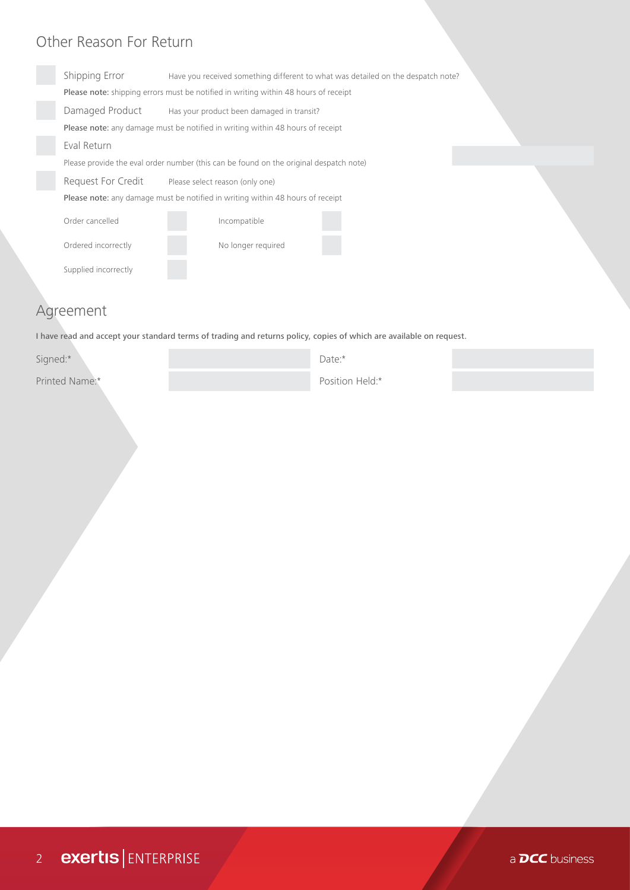## Other Reason For Return

Shipping Error — Have you received something different to what was detailed on the despatch note?

**Please note:** shipping errors must be notified in writing within 48 hours of receipt

Damaged Product — Has your product been damaged in transit?

**Please note:** any damage must be notified in writing within 48 hours of receipt

Eval Return

Please provide the eval order number (this can be found on the original despatch note)

Request For Credit — Please select reason (only one)

**Please note:** any damage must be notified in writing within 48 hours of receipt

| | | | |
|---|---|---|---|
| Order cancelled | | Incompatible | |
| Ordered incorrectly | | No longer required | |
| Supplied incorrectly | | | |

## Agreement

**I have read and accept your standard terms of trading and returns policy, copies of which are available on request.**

| | | | |
|---|---|---|---|
| Signed:* | | Date:* | |
| Printed Name:* | | Position Held:* | |

exertis | ENTERPRISE

a DCC business